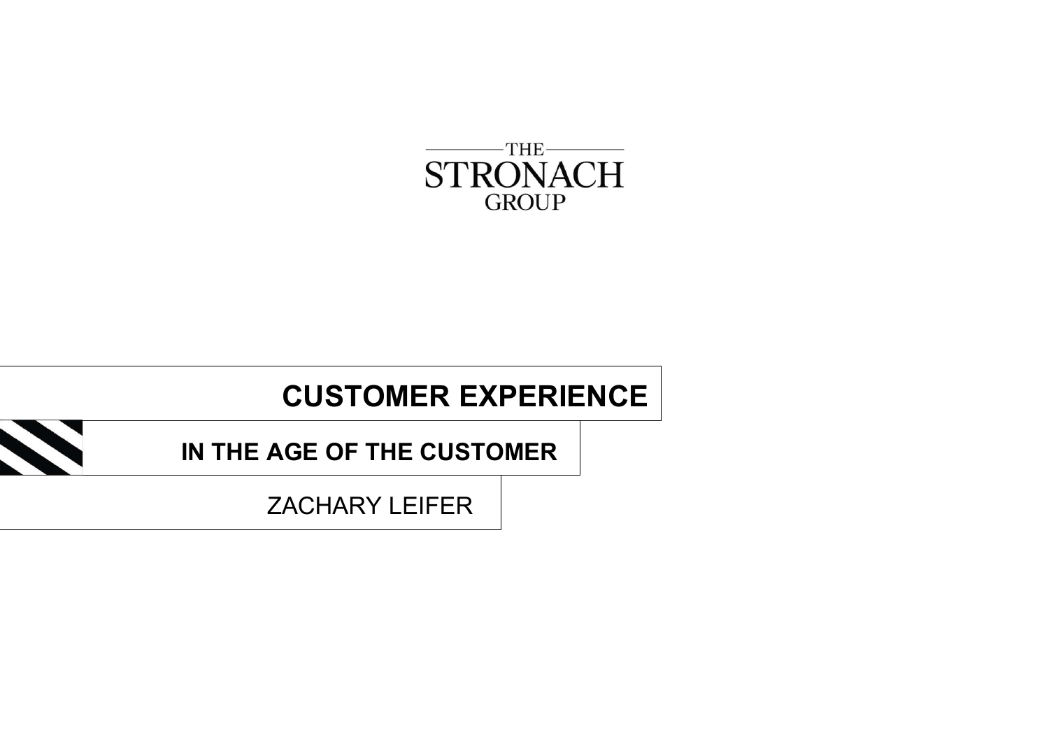THE STRONACH GROUP

# CUSTOMER EXPERIENCE

## IN THE AGE OF THE CUSTOMER

ZACHARY LEIFER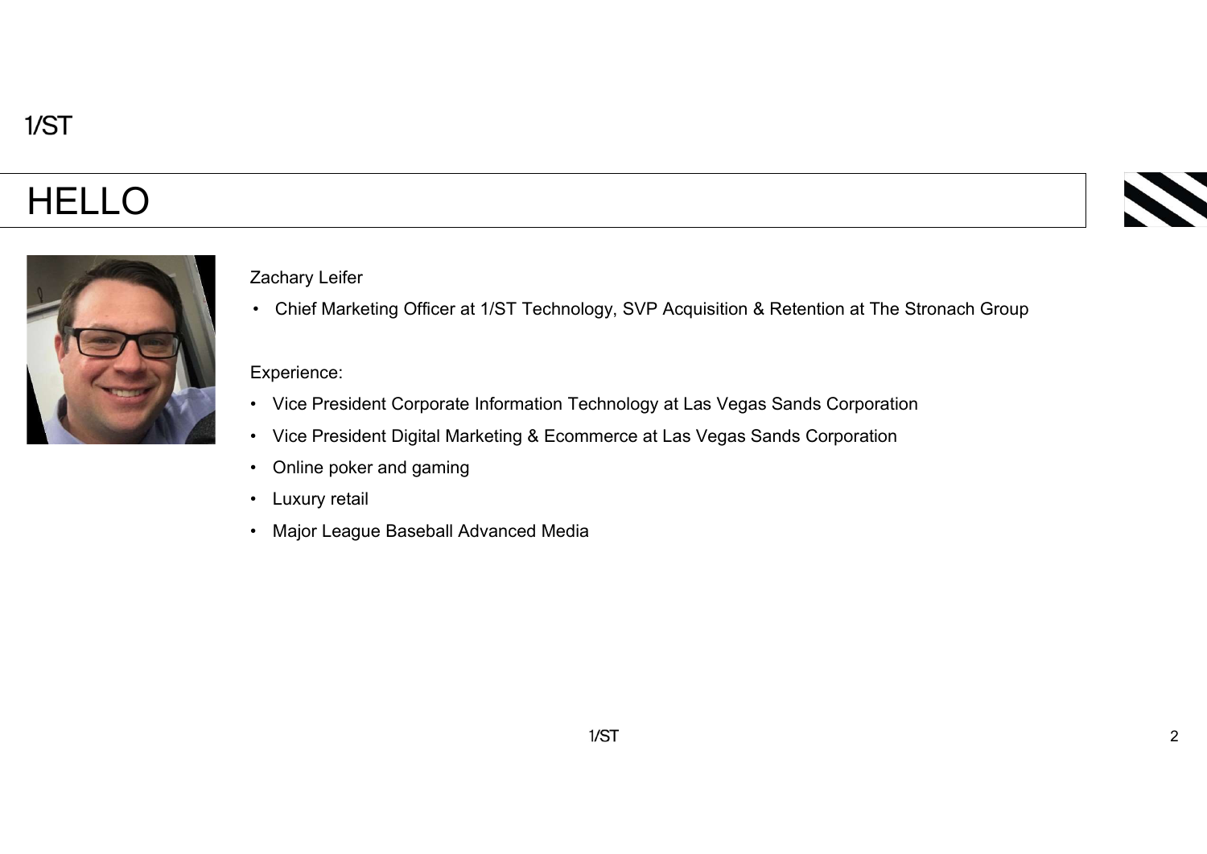# HELLO

Zachary Leifer

- Chief Marketing Officer at 1/ST Technology, SVP Acquisition & Retention at The Stronach Group

Experience:

- Vice President Corporate Information Technology at Las Vegas Sands Corporation
- Vice President Digital Marketing & Ecommerce at Las Vegas Sands Corporation
- Online poker and gaming
- Luxury retail
- Major League Baseball Advanced Media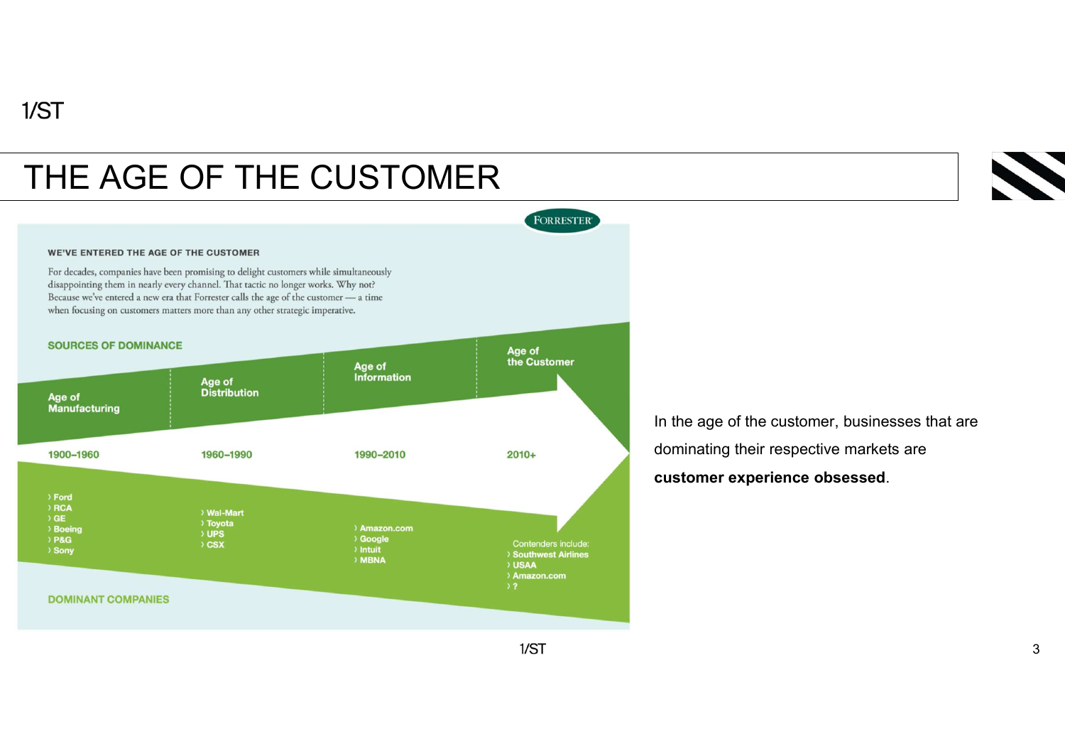# THE AGE OF THE CUSTOMER

**WE'VE ENTERED THE AGE OF THE CUSTOMER**

For decades, companies have been promising to delight customers while simultaneously disappointing them in nearly every channel. That tactic no longer works. Why not? Because we've entered a new era that Forrester calls the age of the customer — a time when focusing on customers matters more than any other strategic imperative.

| SOURCES OF DOMINANCE | Age of Manufacturing | Age of Distribution | Age of Information | Age of the Customer |
| --- | --- | --- | --- | --- |
| | 1900–1960 | 1960–1990 | 1990–2010 | 2010+ |
| DOMINANT COMPANIES | Ford, RCA, GE, Boeing, P&G, Sony | Wal-Mart, Toyota, UPS, CSX | Amazon.com, Google, Intuit, MBNA | Contenders include: Southwest Airlines, USAA, Amazon.com, ? |

In the age of the customer, businesses that are dominating their respective markets are **customer experience obsessed**.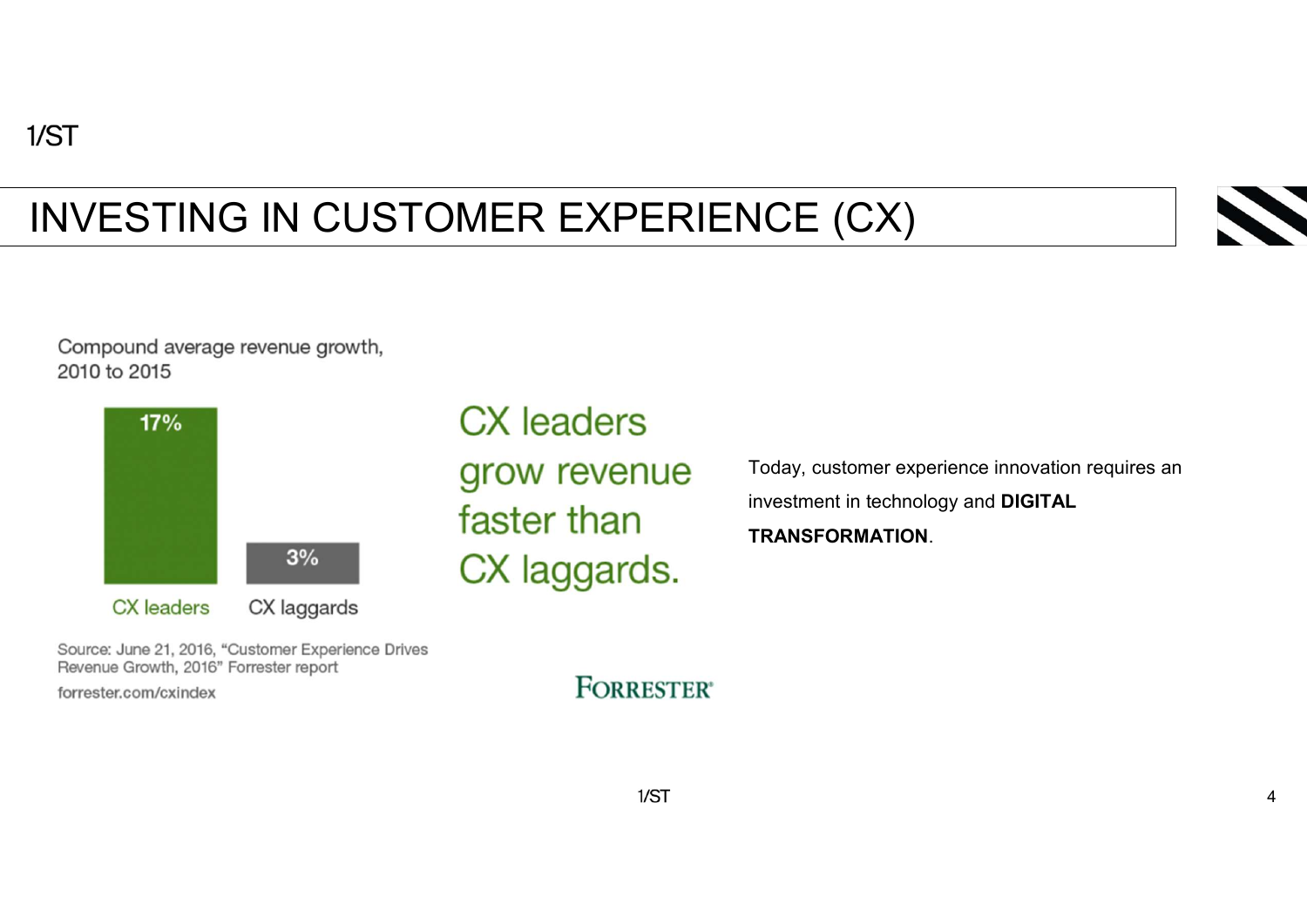# INVESTING IN CUSTOMER EXPERIENCE (CX)

Compound average revenue growth, 2010 to 2015

| CX leaders | CX laggards |
| --- | --- |
| 17% | 3% |

Source: June 21, 2016, "Customer Experience Drives Revenue Growth, 2016" Forrester report

forrester.com/cxindex

CX leaders grow revenue faster than CX laggards.

FORRESTER®

Today, customer experience innovation requires an investment in technology and **DIGITAL TRANSFORMATION**.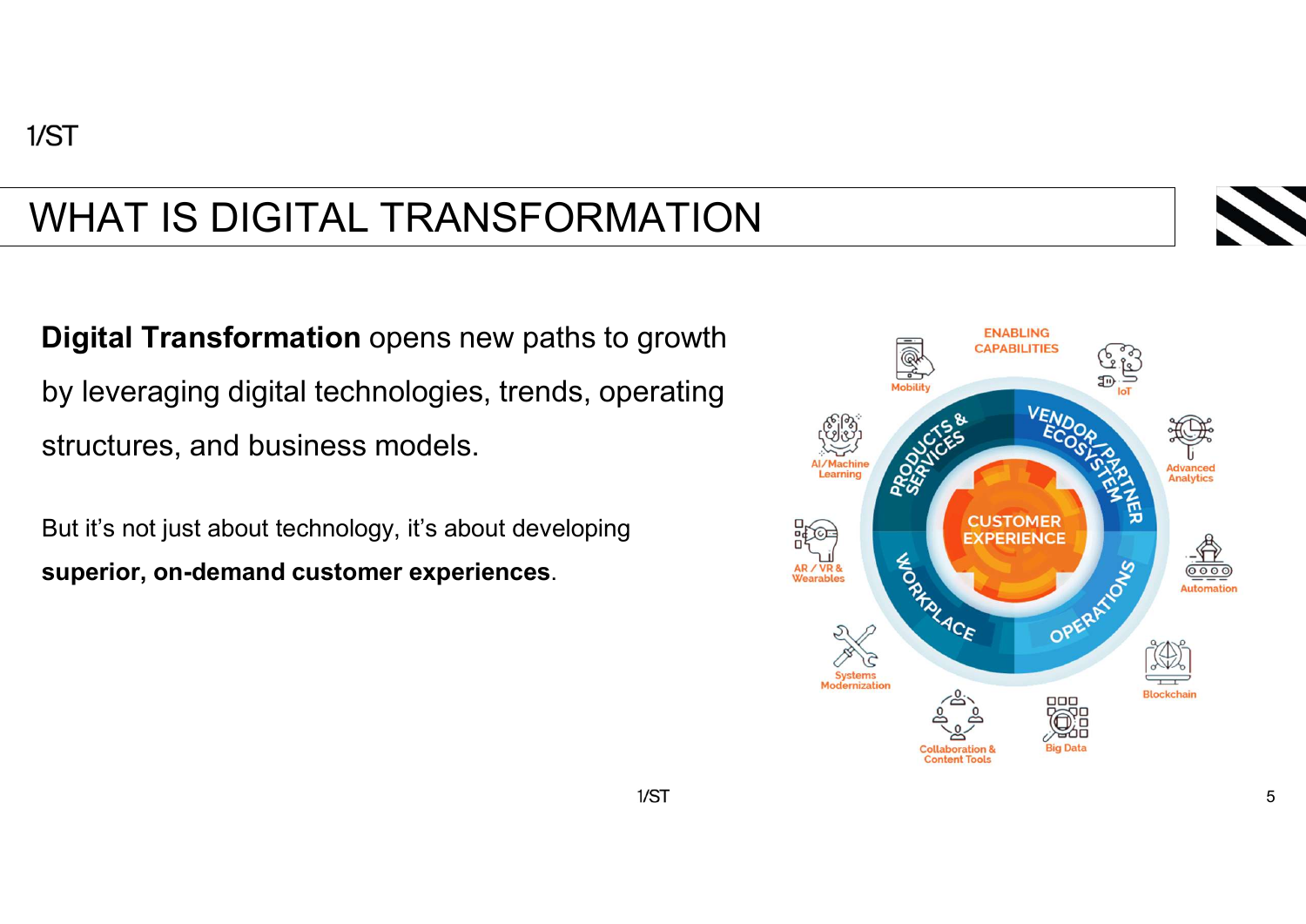# WHAT IS DIGITAL TRANSFORMATION

**Digital Transformation** opens new paths to growth by leveraging digital technologies, trends, operating structures, and business models.

But it's not just about technology, it's about developing **superior, on-demand customer experiences**.

ENABLING CAPABILITIES

CUSTOMER EXPERIENCE

PRODUCTS & SERVICES

VENDOR/PARTNER ECOSYSTEM

WORKPLACE

OPERATIONS

Mobility

IoT

Advanced Analytics

Automation

Blockchain

Big Data

Collaboration & Content Tools

Systems Modernization

AR / VR & Wearables

AI/Machine Learning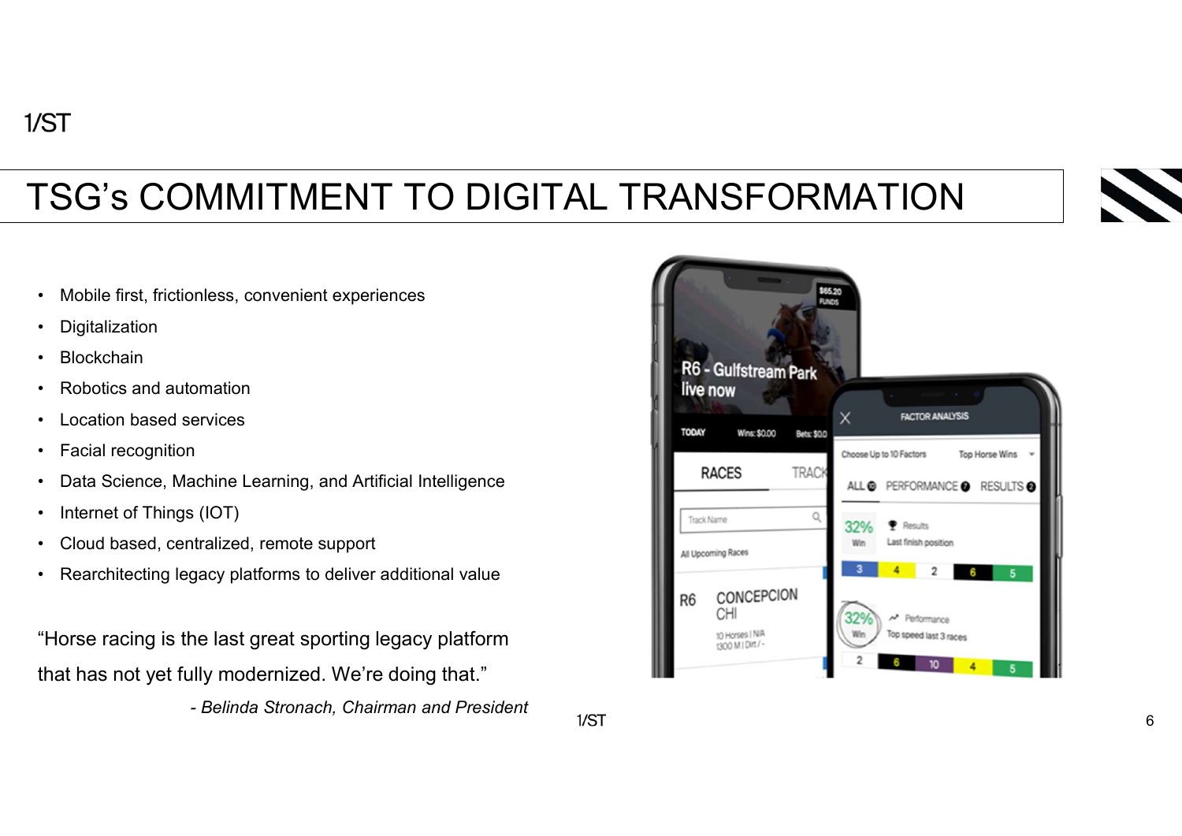# TSG's COMMITMENT TO DIGITAL TRANSFORMATION

- Mobile first, frictionless, convenient experiences
- Digitalization
- Blockchain
- Robotics and automation
- Location based services
- Facial recognition
- Data Science, Machine Learning, and Artificial Intelligence
- Internet of Things (IOT)
- Cloud based, centralized, remote support
- Rearchitecting legacy platforms to deliver additional value

"Horse racing is the last great sporting legacy platform that has not yet fully modernized. We're doing that."

*- Belinda Stronach, Chairman and President*